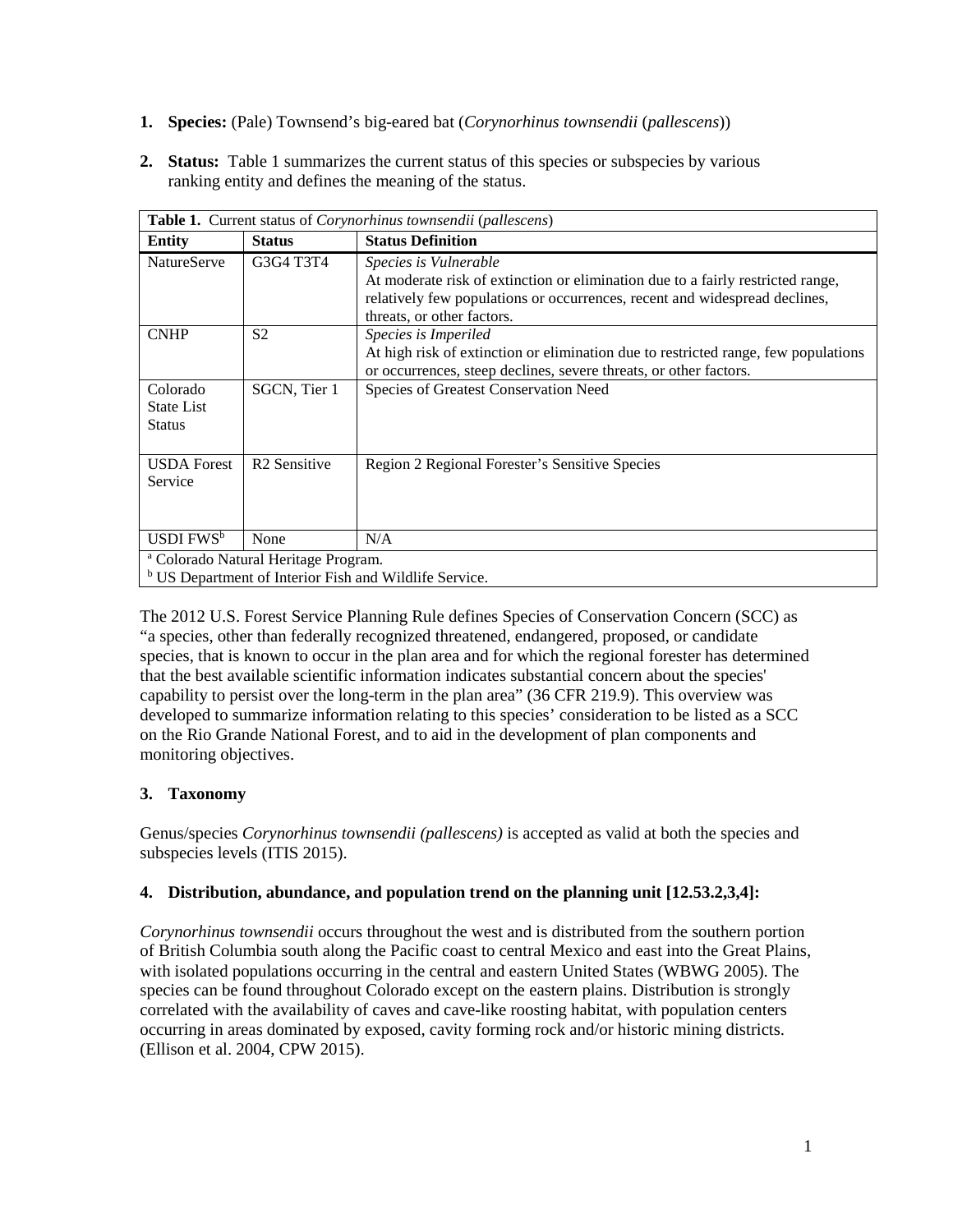1. **Species:** (Pale) Townsend's big-eared bat (*Corynorhinus townsendii* (*pallescens*))

2. **Status:** Table 1 summarizes the current status of this species or subspecies by various ranking entity and defines the meaning of the status.

| **Table 1.** Current status of *Corynorhinus townsendii* (*pallescens*) | | |
|---|---|---|
| **Entity** | **Status** | **Status Definition** |
| NatureServe | G3G4 T3T4 | *Species is Vulnerable*<br>At moderate risk of extinction or elimination due to a fairly restricted range, relatively few populations or occurrences, recent and widespread declines, threats, or other factors. |
| CNHP | S2 | *Species is Imperiled*<br>At high risk of extinction or elimination due to restricted range, few populations or occurrences, steep declines, severe threats, or other factors. |
| Colorado State List Status | SGCN, Tier 1 | Species of Greatest Conservation Need |
| USDA Forest Service | R2 Sensitive | Region 2 Regional Forester's Sensitive Species |
| USDI FWS[b] | None | N/A |

[a] Colorado Natural Heritage Program.
[b] US Department of Interior Fish and Wildlife Service.

The 2012 U.S. Forest Service Planning Rule defines Species of Conservation Concern (SCC) as "a species, other than federally recognized threatened, endangered, proposed, or candidate species, that is known to occur in the plan area and for which the regional forester has determined that the best available scientific information indicates substantial concern about the species' capability to persist over the long-term in the plan area" (36 CFR 219.9). This overview was developed to summarize information relating to this species' consideration to be listed as a SCC on the Rio Grande National Forest, and to aid in the development of plan components and monitoring objectives.

### 3. Taxonomy

Genus/species *Corynorhinus townsendii (pallescens)* is accepted as valid at both the species and subspecies levels (ITIS 2015).

### 4. Distribution, abundance, and population trend on the planning unit [12.53.2,3,4]:

*Corynorhinus townsendii* occurs throughout the west and is distributed from the southern portion of British Columbia south along the Pacific coast to central Mexico and east into the Great Plains, with isolated populations occurring in the central and eastern United States (WBWG 2005). The species can be found throughout Colorado except on the eastern plains. Distribution is strongly correlated with the availability of caves and cave-like roosting habitat, with population centers occurring in areas dominated by exposed, cavity forming rock and/or historic mining districts. (Ellison et al. 2004, CPW 2015).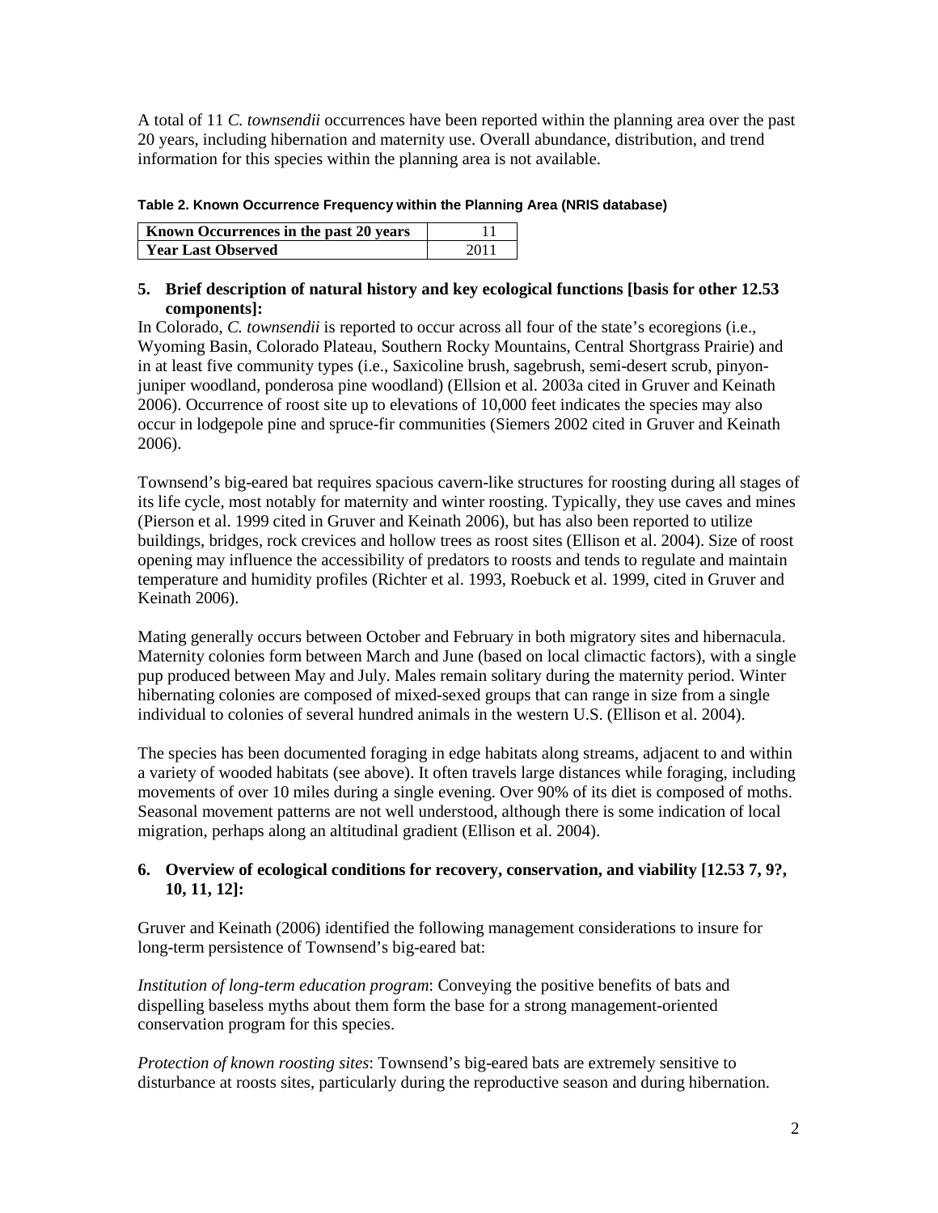A total of 11 *C. townsendii* occurrences have been reported within the planning area over the past 20 years, including hibernation and maternity use. Overall abundance, distribution, and trend information for this species within the planning area is not available.

**Table 2. Known Occurrence Frequency within the Planning Area (NRIS database)**

| Known Occurrences in the past 20 years | 11 |
|---|---|
| **Year Last Observed** | 2011 |

**5. Brief description of natural history and key ecological functions [basis for other 12.53 components]:**

In Colorado, *C. townsendii* is reported to occur across all four of the state's ecoregions (i.e., Wyoming Basin, Colorado Plateau, Southern Rocky Mountains, Central Shortgrass Prairie) and in at least five community types (i.e., Saxicoline brush, sagebrush, semi-desert scrub, pinyon-juniper woodland, ponderosa pine woodland) (Ellsion et al. 2003a cited in Gruver and Keinath 2006). Occurrence of roost site up to elevations of 10,000 feet indicates the species may also occur in lodgepole pine and spruce-fir communities (Siemers 2002 cited in Gruver and Keinath 2006).

Townsend's big-eared bat requires spacious cavern-like structures for roosting during all stages of its life cycle, most notably for maternity and winter roosting. Typically, they use caves and mines (Pierson et al. 1999 cited in Gruver and Keinath 2006), but has also been reported to utilize buildings, bridges, rock crevices and hollow trees as roost sites (Ellison et al. 2004). Size of roost opening may influence the accessibility of predators to roosts and tends to regulate and maintain temperature and humidity profiles (Richter et al. 1993, Roebuck et al. 1999, cited in Gruver and Keinath 2006).

Mating generally occurs between October and February in both migratory sites and hibernacula. Maternity colonies form between March and June (based on local climactic factors), with a single pup produced between May and July. Males remain solitary during the maternity period. Winter hibernating colonies are composed of mixed-sexed groups that can range in size from a single individual to colonies of several hundred animals in the western U.S. (Ellison et al. 2004).

The species has been documented foraging in edge habitats along streams, adjacent to and within a variety of wooded habitats (see above). It often travels large distances while foraging, including movements of over 10 miles during a single evening. Over 90% of its diet is composed of moths. Seasonal movement patterns are not well understood, although there is some indication of local migration, perhaps along an altitudinal gradient (Ellison et al. 2004).

**6. Overview of ecological conditions for recovery, conservation, and viability [12.53 7, 9?, 10, 11, 12]:**

Gruver and Keinath (2006) identified the following management considerations to insure for long-term persistence of Townsend's big-eared bat:

*Institution of long-term education program*: Conveying the positive benefits of bats and dispelling baseless myths about them form the base for a strong management-oriented conservation program for this species.

*Protection of known roosting sites*: Townsend's big-eared bats are extremely sensitive to disturbance at roosts sites, particularly during the reproductive season and during hibernation.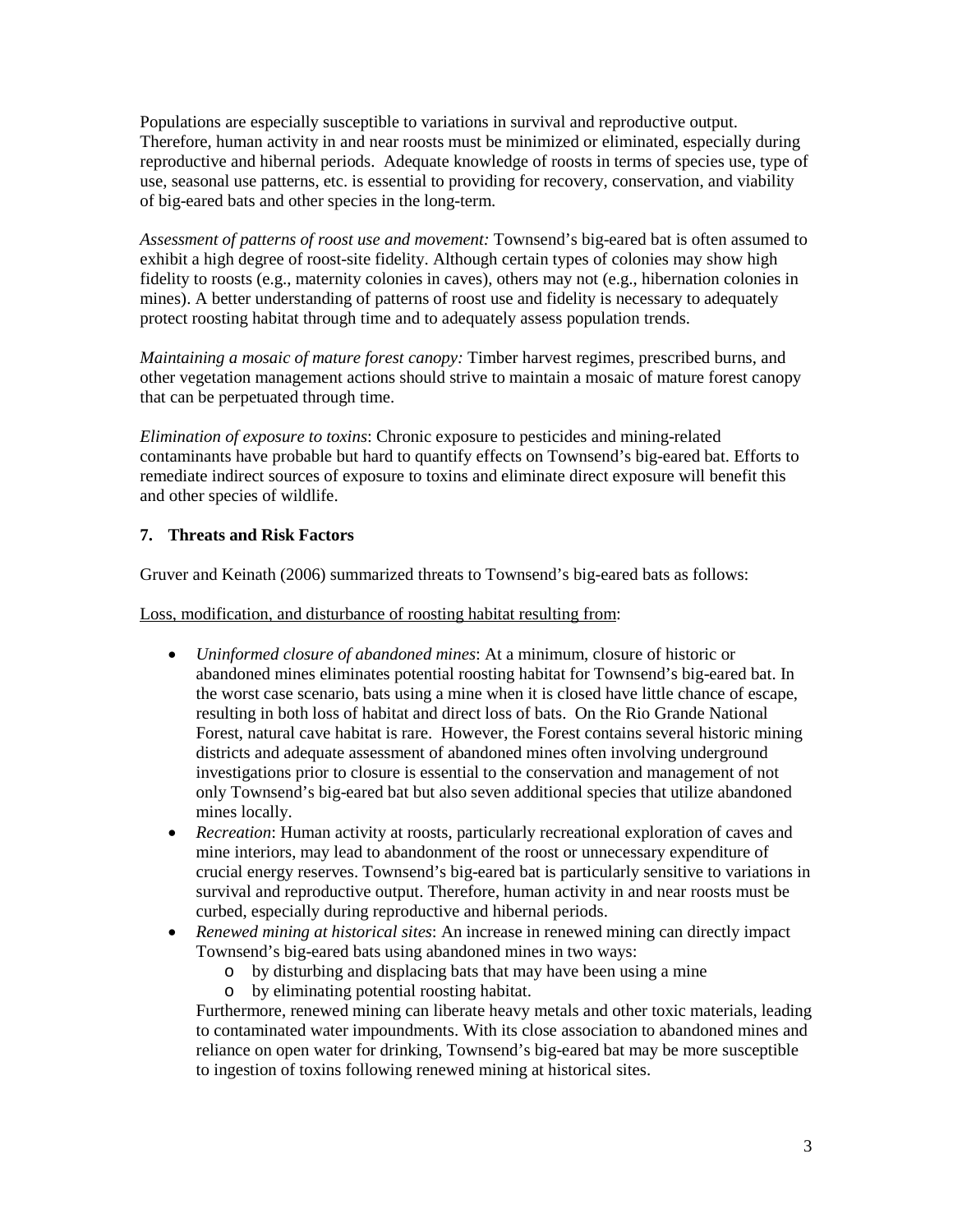Populations are especially susceptible to variations in survival and reproductive output. Therefore, human activity in and near roosts must be minimized or eliminated, especially during reproductive and hibernal periods. Adequate knowledge of roosts in terms of species use, type of use, seasonal use patterns, etc. is essential to providing for recovery, conservation, and viability of big-eared bats and other species in the long-term.

*Assessment of patterns of roost use and movement:* Townsend's big-eared bat is often assumed to exhibit a high degree of roost-site fidelity. Although certain types of colonies may show high fidelity to roosts (e.g., maternity colonies in caves), others may not (e.g., hibernation colonies in mines). A better understanding of patterns of roost use and fidelity is necessary to adequately protect roosting habitat through time and to adequately assess population trends.

*Maintaining a mosaic of mature forest canopy:* Timber harvest regimes, prescribed burns, and other vegetation management actions should strive to maintain a mosaic of mature forest canopy that can be perpetuated through time.

*Elimination of exposure to toxins*: Chronic exposure to pesticides and mining-related contaminants have probable but hard to quantify effects on Townsend's big-eared bat. Efforts to remediate indirect sources of exposure to toxins and eliminate direct exposure will benefit this and other species of wildlife.

## 7. Threats and Risk Factors

Gruver and Keinath (2006) summarized threats to Townsend's big-eared bats as follows:

<u>Loss, modification, and disturbance of roosting habitat resulting from</u>:

- *Uninformed closure of abandoned mines*: At a minimum, closure of historic or abandoned mines eliminates potential roosting habitat for Townsend's big-eared bat. In the worst case scenario, bats using a mine when it is closed have little chance of escape, resulting in both loss of habitat and direct loss of bats. On the Rio Grande National Forest, natural cave habitat is rare. However, the Forest contains several historic mining districts and adequate assessment of abandoned mines often involving underground investigations prior to closure is essential to the conservation and management of not only Townsend's big-eared bat but also seven additional species that utilize abandoned mines locally.
- *Recreation*: Human activity at roosts, particularly recreational exploration of caves and mine interiors, may lead to abandonment of the roost or unnecessary expenditure of crucial energy reserves. Townsend's big-eared bat is particularly sensitive to variations in survival and reproductive output. Therefore, human activity in and near roosts must be curbed, especially during reproductive and hibernal periods.
- *Renewed mining at historical sites*: An increase in renewed mining can directly impact Townsend's big-eared bats using abandoned mines in two ways:
  - by disturbing and displacing bats that may have been using a mine
  - by eliminating potential roosting habitat.

  Furthermore, renewed mining can liberate heavy metals and other toxic materials, leading to contaminated water impoundments. With its close association to abandoned mines and reliance on open water for drinking, Townsend's big-eared bat may be more susceptible to ingestion of toxins following renewed mining at historical sites.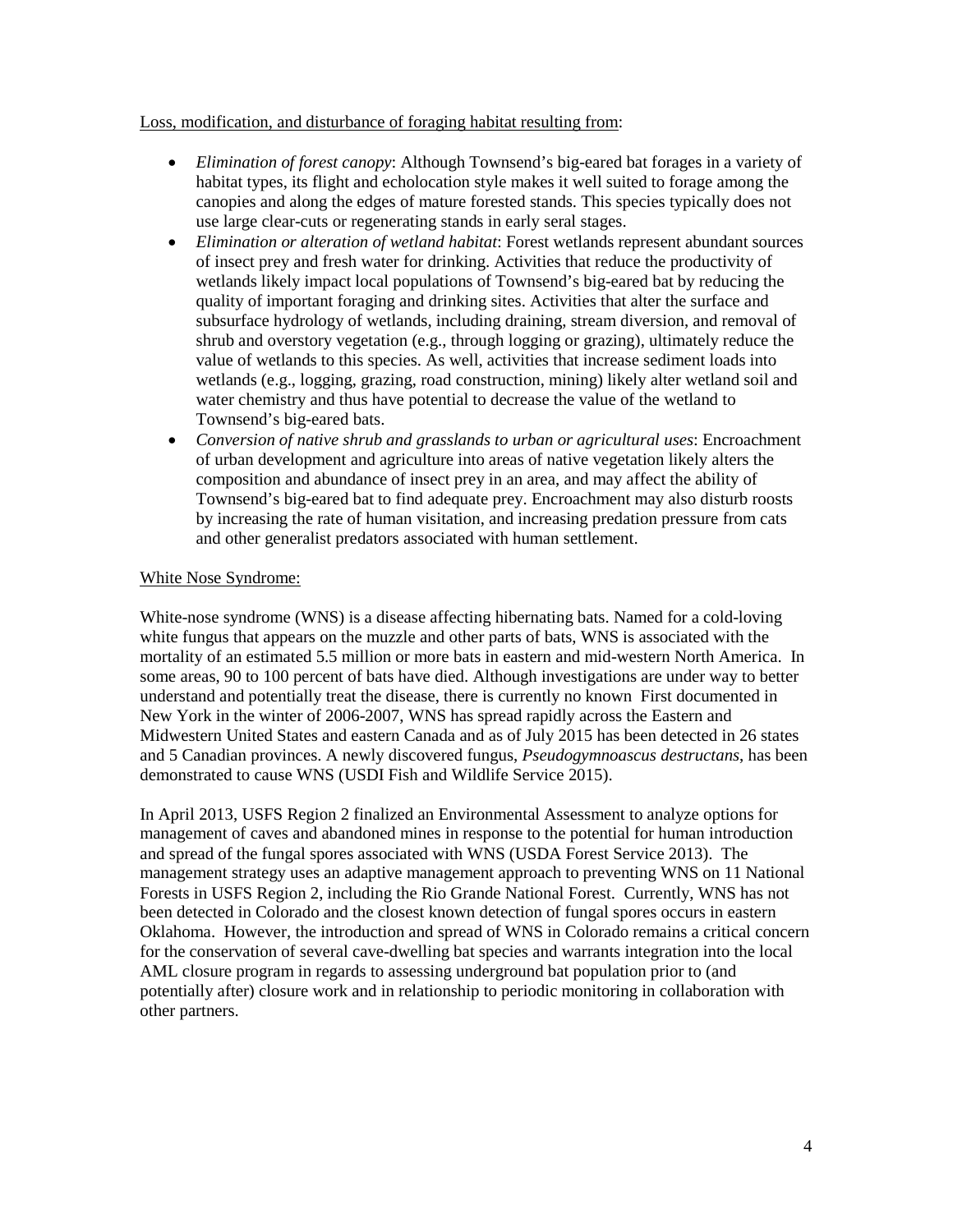<u>Loss, modification, and disturbance of foraging habitat resulting from</u>:

- *Elimination of forest canopy*: Although Townsend's big-eared bat forages in a variety of habitat types, its flight and echolocation style makes it well suited to forage among the canopies and along the edges of mature forested stands. This species typically does not use large clear-cuts or regenerating stands in early seral stages.
- *Elimination or alteration of wetland habitat*: Forest wetlands represent abundant sources of insect prey and fresh water for drinking. Activities that reduce the productivity of wetlands likely impact local populations of Townsend's big-eared bat by reducing the quality of important foraging and drinking sites. Activities that alter the surface and subsurface hydrology of wetlands, including draining, stream diversion, and removal of shrub and overstory vegetation (e.g., through logging or grazing), ultimately reduce the value of wetlands to this species. As well, activities that increase sediment loads into wetlands (e.g., logging, grazing, road construction, mining) likely alter wetland soil and water chemistry and thus have potential to decrease the value of the wetland to Townsend's big-eared bats.
- *Conversion of native shrub and grasslands to urban or agricultural uses*: Encroachment of urban development and agriculture into areas of native vegetation likely alters the composition and abundance of insect prey in an area, and may affect the ability of Townsend's big-eared bat to find adequate prey. Encroachment may also disturb roosts by increasing the rate of human visitation, and increasing predation pressure from cats and other generalist predators associated with human settlement.

<u>White Nose Syndrome:</u>

White-nose syndrome (WNS) is a disease affecting hibernating bats. Named for a cold-loving white fungus that appears on the muzzle and other parts of bats, WNS is associated with the mortality of an estimated 5.5 million or more bats in eastern and mid-western North America. In some areas, 90 to 100 percent of bats have died. Although investigations are under way to better understand and potentially treat the disease, there is currently no known First documented in New York in the winter of 2006-2007, WNS has spread rapidly across the Eastern and Midwestern United States and eastern Canada and as of July 2015 has been detected in 26 states and 5 Canadian provinces. A newly discovered fungus, *Pseudogymnoascus destructans*, has been demonstrated to cause WNS (USDI Fish and Wildlife Service 2015).

In April 2013, USFS Region 2 finalized an Environmental Assessment to analyze options for management of caves and abandoned mines in response to the potential for human introduction and spread of the fungal spores associated with WNS (USDA Forest Service 2013). The management strategy uses an adaptive management approach to preventing WNS on 11 National Forests in USFS Region 2, including the Rio Grande National Forest. Currently, WNS has not been detected in Colorado and the closest known detection of fungal spores occurs in eastern Oklahoma. However, the introduction and spread of WNS in Colorado remains a critical concern for the conservation of several cave-dwelling bat species and warrants integration into the local AML closure program in regards to assessing underground bat population prior to (and potentially after) closure work and in relationship to periodic monitoring in collaboration with other partners.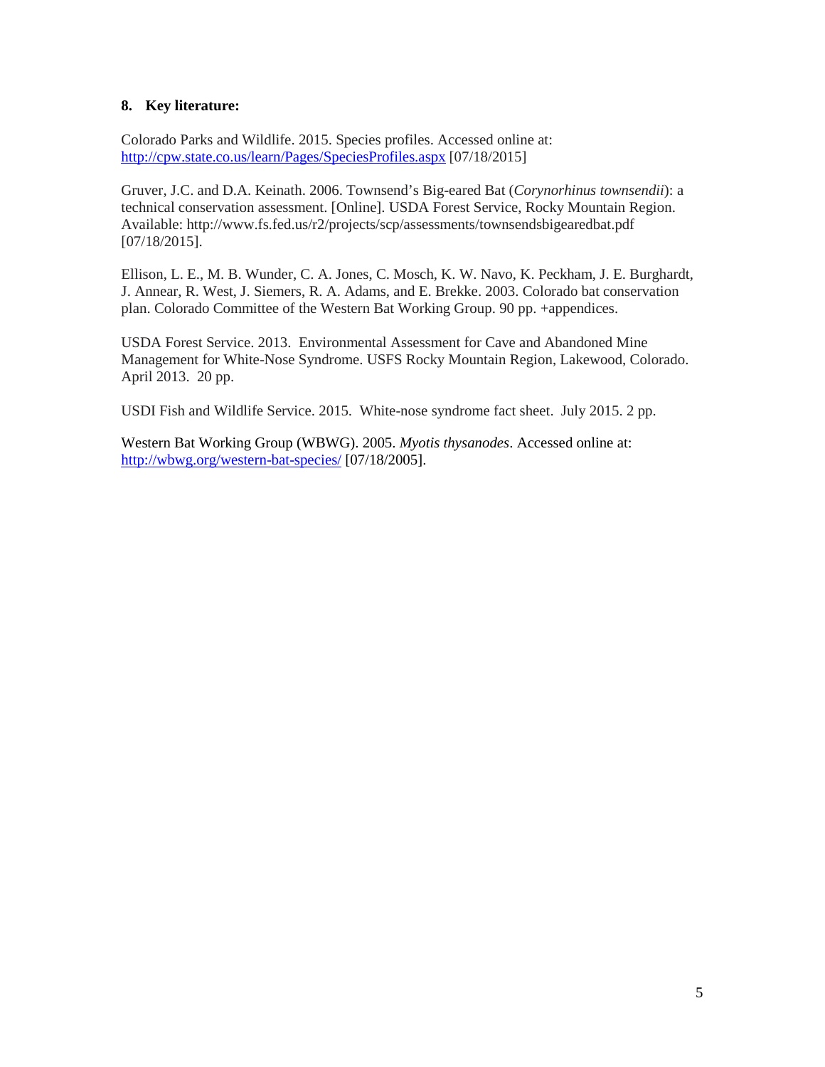## 8. Key literature:

Colorado Parks and Wildlife. 2015. Species profiles. Accessed online at: http://cpw.state.co.us/learn/Pages/SpeciesProfiles.aspx [07/18/2015]

Gruver, J.C. and D.A. Keinath. 2006. Townsend's Big-eared Bat (*Corynorhinus townsendii*): a technical conservation assessment. [Online]. USDA Forest Service, Rocky Mountain Region. Available: http://www.fs.fed.us/r2/projects/scp/assessments/townsendsbigearedbat.pdf [07/18/2015].

Ellison, L. E., M. B. Wunder, C. A. Jones, C. Mosch, K. W. Navo, K. Peckham, J. E. Burghardt, J. Annear, R. West, J. Siemers, R. A. Adams, and E. Brekke. 2003. Colorado bat conservation plan. Colorado Committee of the Western Bat Working Group. 90 pp. +appendices.

USDA Forest Service. 2013. Environmental Assessment for Cave and Abandoned Mine Management for White-Nose Syndrome. USFS Rocky Mountain Region, Lakewood, Colorado. April 2013. 20 pp.

USDI Fish and Wildlife Service. 2015. White-nose syndrome fact sheet. July 2015. 2 pp.

Western Bat Working Group (WBWG). 2005. *Myotis thysanodes*. Accessed online at: http://wbwg.org/western-bat-species/ [07/18/2005].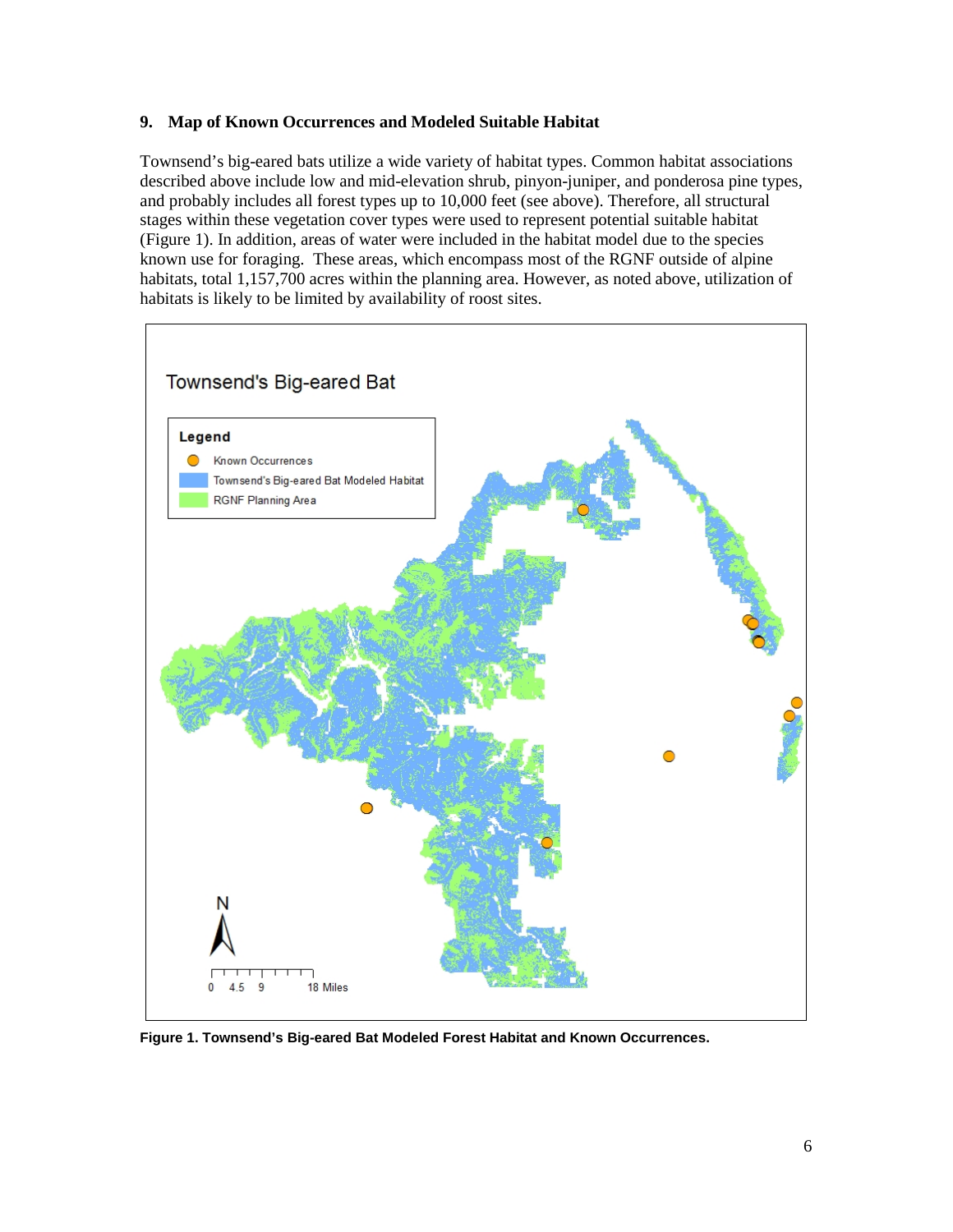### 9. Map of Known Occurrences and Modeled Suitable Habitat

Townsend's big-eared bats utilize a wide variety of habitat types. Common habitat associations described above include low and mid-elevation shrub, pinyon-juniper, and ponderosa pine types, and probably includes all forest types up to 10,000 feet (see above). Therefore, all structural stages within these vegetation cover types were used to represent potential suitable habitat (Figure 1). In addition, areas of water were included in the habitat model due to the species known use for foraging. These areas, which encompass most of the RGNF outside of alpine habitats, total 1,157,700 acres within the planning area. However, as noted above, utilization of habitats is likely to be limited by availability of roost sites.

Townsend's Big-eared Bat

Legend

Known Occurrences

Townsend's Big-eared Bat Modeled Habitat

RGNF Planning Area

N

0 4.5 9 18 Miles

**Figure 1. Townsend's Big-eared Bat Modeled Forest Habitat and Known Occurrences.**